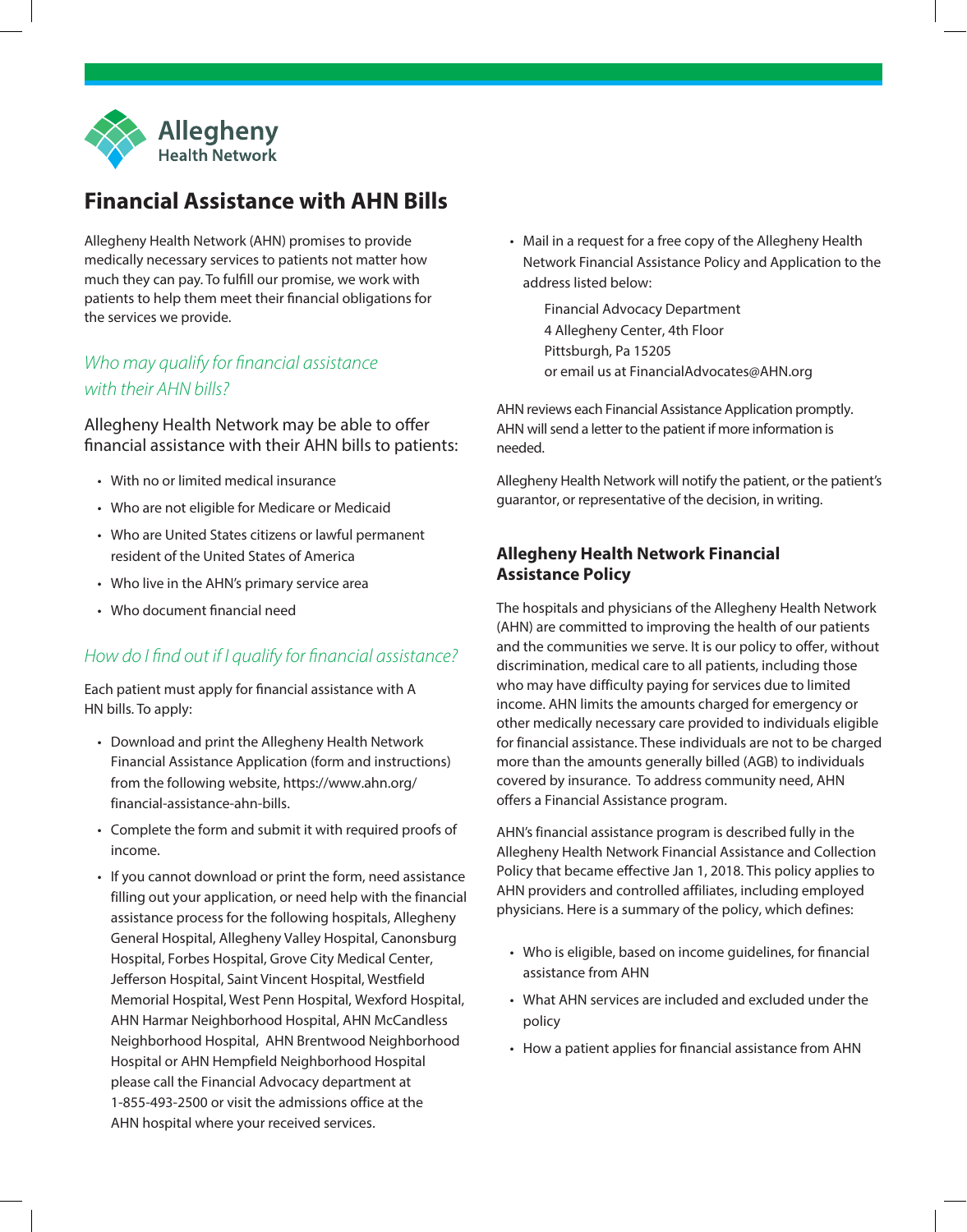Allegheny Health Network

# Financial Assistance with AHN Bills

Allegheny Health Network (AHN) promises to provide medically necessary services to patients not matter how much they can pay. To fulfill our promise, we work with patients to help them meet their financial obligations for the services we provide.

## *Who may qualify for financial assistance with their AHN bills?*

Allegheny Health Network may be able to offer financial assistance with their AHN bills to patients:

- With no or limited medical insurance
- Who are not eligible for Medicare or Medicaid
- Who are United States citizens or lawful permanent resident of the United States of America
- Who live in the AHN's primary service area
- Who document financial need

## *How do I find out if I qualify for financial assistance?*

Each patient must apply for financial assistance with A HN bills. To apply:

- Download and print the Allegheny Health Network Financial Assistance Application (form and instructions) from the following website, https://www.ahn.org/financial-assistance-ahn-bills.
- Complete the form and submit it with required proofs of income.
- If you cannot download or print the form, need assistance filling out your application, or need help with the financial assistance process for the following hospitals, Allegheny General Hospital, Allegheny Valley Hospital, Canonsburg Hospital, Forbes Hospital, Grove City Medical Center, Jefferson Hospital, Saint Vincent Hospital, Westfield Memorial Hospital, West Penn Hospital, Wexford Hospital, AHN Harmar Neighborhood Hospital, AHN McCandless Neighborhood Hospital, AHN Brentwood Neighborhood Hospital or AHN Hempfield Neighborhood Hospital please call the Financial Advocacy department at 1-855-493-2500 or visit the admissions office at the AHN hospital where your received services.
- Mail in a request for a free copy of the Allegheny Health Network Financial Assistance Policy and Application to the address listed below:

  Financial Advocacy Department
  4 Allegheny Center, 4th Floor
  Pittsburgh, Pa 15205
  or email us at FinancialAdvocates@AHN.org

AHN reviews each Financial Assistance Application promptly. AHN will send a letter to the patient if more information is needed.

Allegheny Health Network will notify the patient, or the patient's guarantor, or representative of the decision, in writing.

### Allegheny Health Network Financial Assistance Policy

The hospitals and physicians of the Allegheny Health Network (AHN) are committed to improving the health of our patients and the communities we serve. It is our policy to offer, without discrimination, medical care to all patients, including those who may have difficulty paying for services due to limited income. AHN limits the amounts charged for emergency or other medically necessary care provided to individuals eligible for financial assistance. These individuals are not to be charged more than the amounts generally billed (AGB) to individuals covered by insurance. To address community need, AHN offers a Financial Assistance program.

AHN's financial assistance program is described fully in the Allegheny Health Network Financial Assistance and Collection Policy that became effective Jan 1, 2018. This policy applies to AHN providers and controlled affiliates, including employed physicians. Here is a summary of the policy, which defines:

- Who is eligible, based on income guidelines, for financial assistance from AHN
- What AHN services are included and excluded under the policy
- How a patient applies for financial assistance from AHN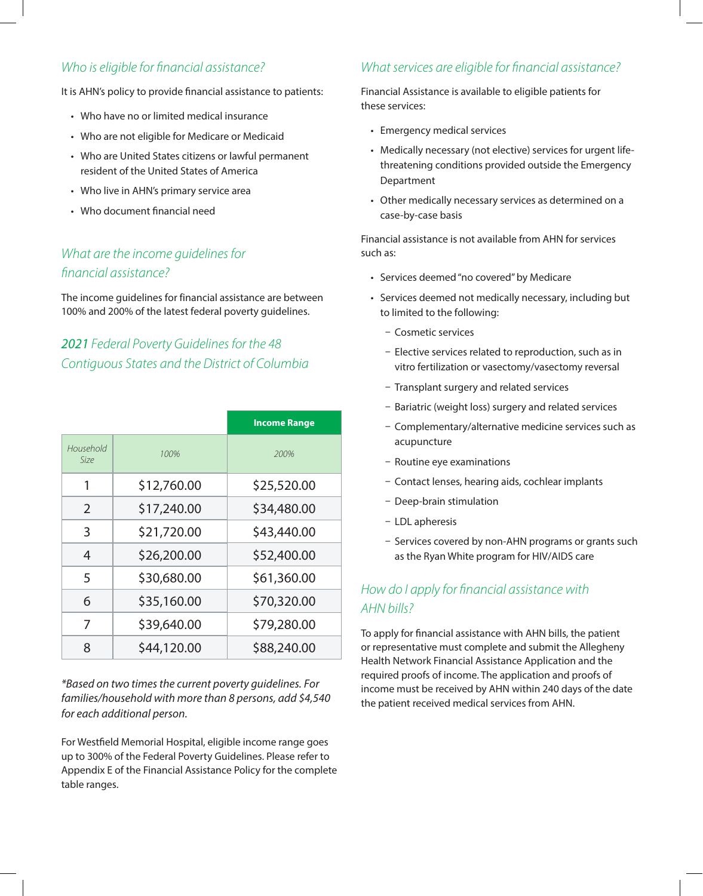## *Who is eligible for financial assistance?*

It is AHN's policy to provide financial assistance to patients:

- Who have no or limited medical insurance
- Who are not eligible for Medicare or Medicaid
- Who are United States citizens or lawful permanent resident of the United States of America
- Who live in AHN's primary service area
- Who document financial need

## *What are the income guidelines for financial assistance?*

The income guidelines for financial assistance are between 100% and 200% of the latest federal poverty guidelines.

## *2021 Federal Poverty Guidelines for the 48 Contiguous States and the District of Columbia*

| | | Income Range |
|---|---|---|
| *Household Size* | *100%* | *200%* |
| 1 | $12,760.00 | $25,520.00 |
| 2 | $17,240.00 | $34,480.00 |
| 3 | $21,720.00 | $43,440.00 |
| 4 | $26,200.00 | $52,400.00 |
| 5 | $30,680.00 | $61,360.00 |
| 6 | $35,160.00 | $70,320.00 |
| 7 | $39,640.00 | $79,280.00 |
| 8 | $44,120.00 | $88,240.00 |

*\*Based on two times the current poverty guidelines. For families/household with more than 8 persons, add $4,540 for each additional person.*

For Westfield Memorial Hospital, eligible income range goes up to 300% of the Federal Poverty Guidelines. Please refer to Appendix E of the Financial Assistance Policy for the complete table ranges.

## *What services are eligible for financial assistance?*

Financial Assistance is available to eligible patients for these services:

- Emergency medical services
- Medically necessary (not elective) services for urgent life-threatening conditions provided outside the Emergency Department
- Other medically necessary services as determined on a case-by-case basis

Financial assistance is not available from AHN for services such as:

- Services deemed "no covered" by Medicare
- Services deemed not medically necessary, including but to limited to the following:
  - Cosmetic services
  - Elective services related to reproduction, such as in vitro fertilization or vasectomy/vasectomy reversal
  - Transplant surgery and related services
  - Bariatric (weight loss) surgery and related services
  - Complementary/alternative medicine services such as acupuncture
  - Routine eye examinations
  - Contact lenses, hearing aids, cochlear implants
  - Deep-brain stimulation
  - LDL apheresis
  - Services covered by non-AHN programs or grants such as the Ryan White program for HIV/AIDS care

## *How do I apply for financial assistance with AHN bills?*

To apply for financial assistance with AHN bills, the patient or representative must complete and submit the Allegheny Health Network Financial Assistance Application and the required proofs of income. The application and proofs of income must be received by AHN within 240 days of the date the patient received medical services from AHN.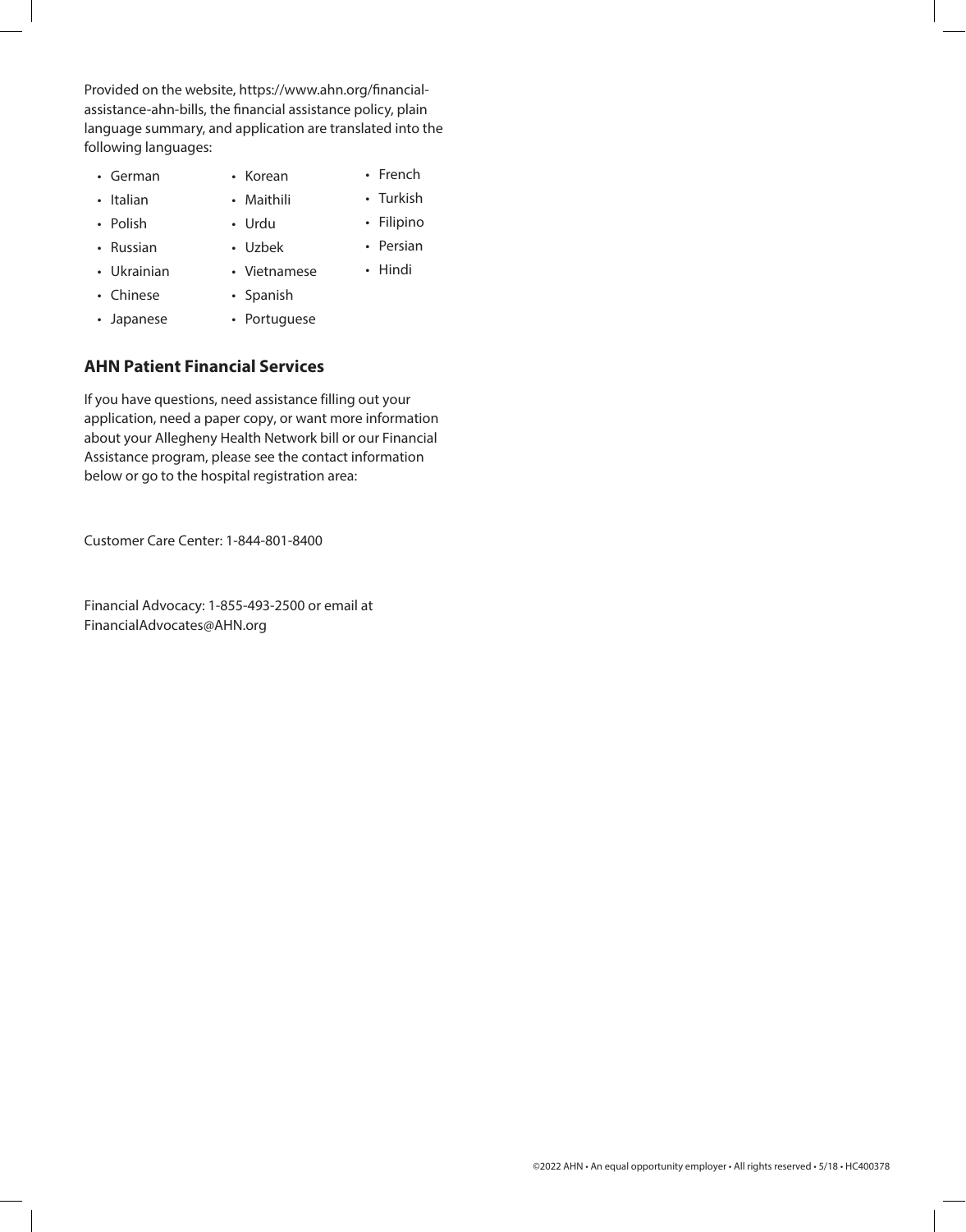Provided on the website, https://www.ahn.org/financial-assistance-ahn-bills, the financial assistance policy, plain language summary, and application are translated into the following languages:

- German
- Italian
- Polish
- Russian
- Ukrainian
- Chinese
- Japanese
- Korean
- Maithili
- Urdu
- Uzbek
- Vietnamese
- Spanish
- Portuguese
- French
- Turkish
- Filipino
- Persian
- Hindi

## AHN Patient Financial Services

If you have questions, need assistance filling out your application, need a paper copy, or want more information about your Allegheny Health Network bill or our Financial Assistance program, please see the contact information below or go to the hospital registration area:

Customer Care Center: 1-844-801-8400

Financial Advocacy: 1-855-493-2500 or email at FinancialAdvocates@AHN.org

©2022 AHN • An equal opportunity employer • All rights reserved • 5/18 • HC400378